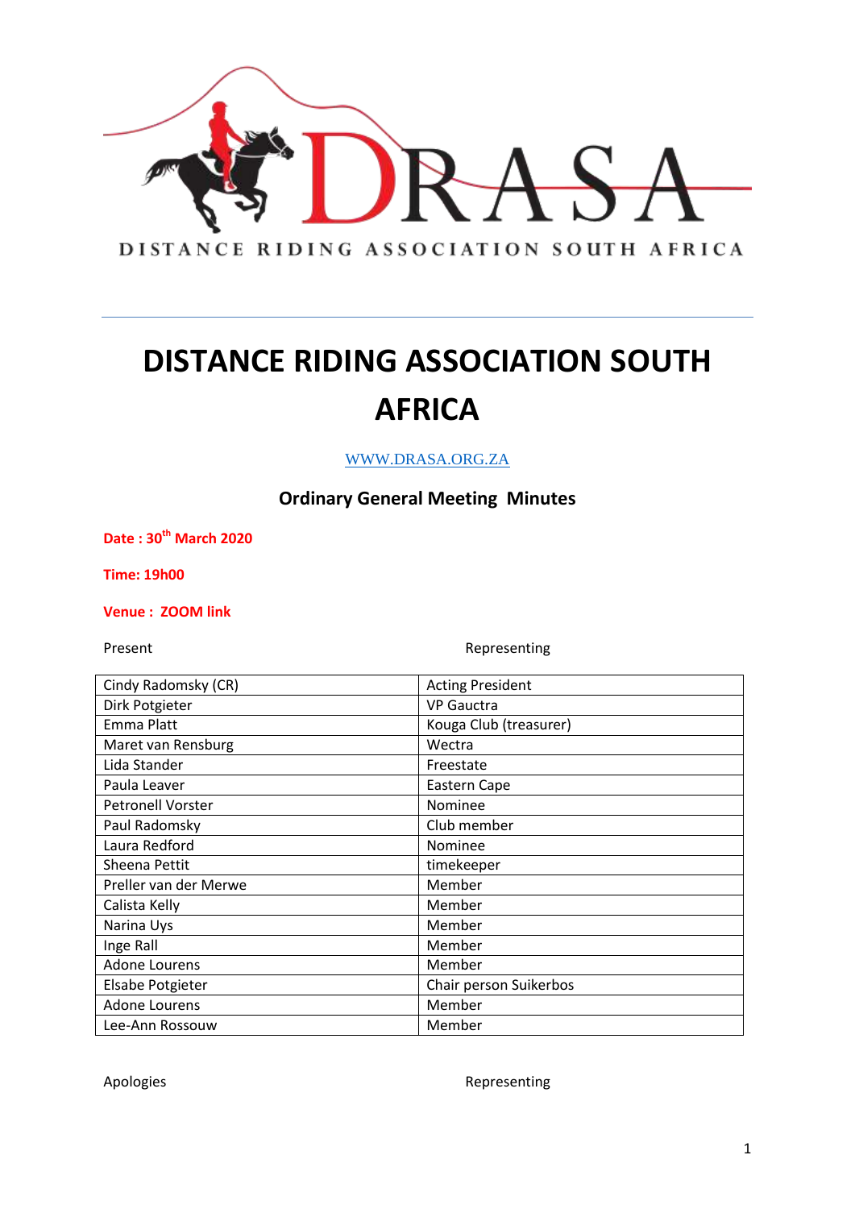DISTANCE RIDING ASSOCIATION SOUTH AFRICA

# DISTANCE RIDING ASSOCIATION SOUTH AFRICA

WWW.DRASA.ORG.ZA

## Ordinary General Meeting Minutes

**Date : 30th March 2020**

**Time: 19h00**

**Venue : ZOOM link**

Present — Representing

| Present | Representing |
|---|---|
| Cindy Radomsky (CR) | Acting President |
| Dirk Potgieter | VP Gauctra |
| Emma Platt | Kouga Club (treasurer) |
| Maret van Rensburg | Wectra |
| Lida Stander | Freestate |
| Paula Leaver | Eastern Cape |
| Petronell Vorster | Nominee |
| Paul Radomsky | Club member |
| Laura Redford | Nominee |
| Sheena Pettit | timekeeper |
| Preller van der Merwe | Member |
| Calista Kelly | Member |
| Narina Uys | Member |
| Inge Rall | Member |
| Adone Lourens | Member |
| Elsabe Potgieter | Chair person Suikerbos |
| Adone Lourens | Member |
| Lee-Ann Rossouw | Member |

Apologies — Representing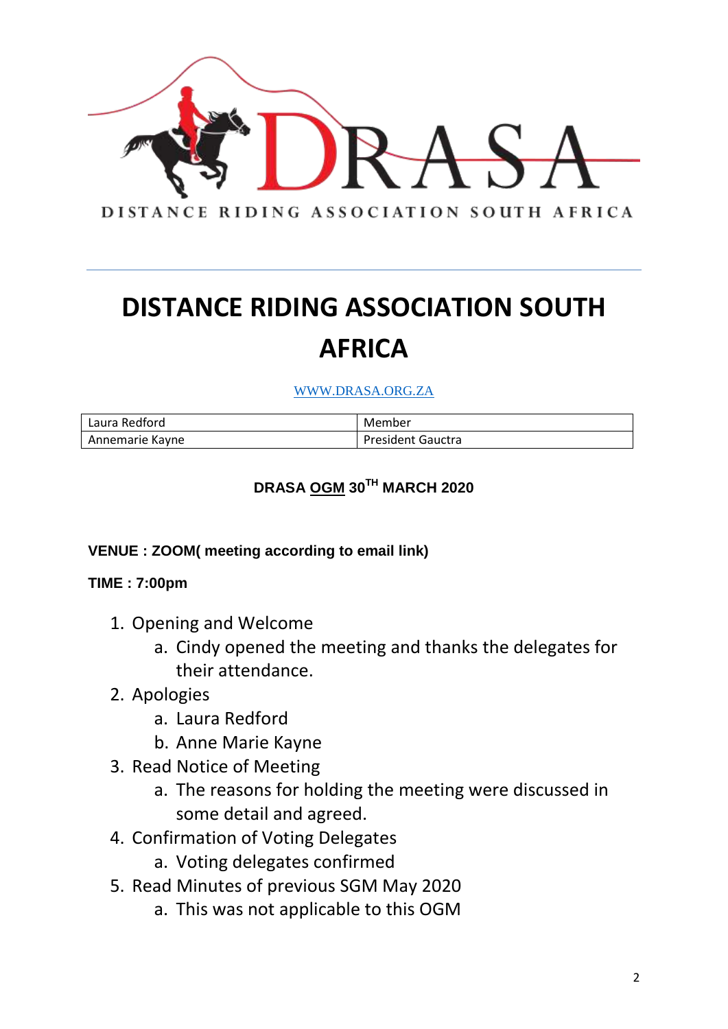DISTANCE RIDING ASSOCIATION SOUTH AFRICA

# DISTANCE RIDING ASSOCIATION SOUTH AFRICA

[WWW.DRASA.ORG.ZA](http://WWW.DRASA.ORG.ZA)

| Laura Redford | Member |
|---|---|
| Annemarie Kayne | President Gauctra |

**DRASA OGM 30TH MARCH 2020**

**VENUE : ZOOM( meeting according to email link)**

**TIME : 7:00pm**

1. Opening and Welcome
   a. Cindy opened the meeting and thanks the delegates for their attendance.
2. Apologies
   a. Laura Redford
   b. Anne Marie Kayne
3. Read Notice of Meeting
   a. The reasons for holding the meeting were discussed in some detail and agreed.
4. Confirmation of Voting Delegates
   a. Voting delegates confirmed
5. Read Minutes of previous SGM May 2020
   a. This was not applicable to this OGM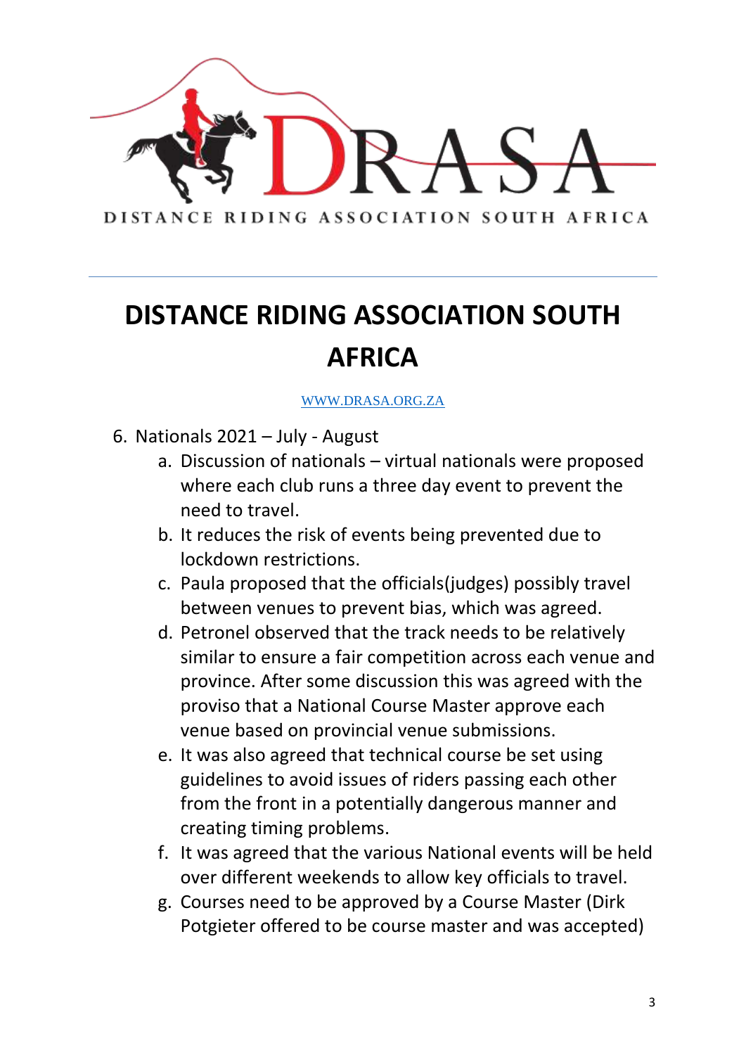DISTANCE RIDING ASSOCIATION SOUTH AFRICA

# DISTANCE RIDING ASSOCIATION SOUTH AFRICA

WWW.DRASA.ORG.ZA

6. Nationals 2021 – July - August
    a. Discussion of nationals – virtual nationals were proposed where each club runs a three day event to prevent the need to travel.
    b. It reduces the risk of events being prevented due to lockdown restrictions.
    c. Paula proposed that the officials(judges) possibly travel between venues to prevent bias, which was agreed.
    d. Petronel observed that the track needs to be relatively similar to ensure a fair competition across each venue and province. After some discussion this was agreed with the proviso that a National Course Master approve each venue based on provincial venue submissions.
    e. It was also agreed that technical course be set using guidelines to avoid issues of riders passing each other from the front in a potentially dangerous manner and creating timing problems.
    f. It was agreed that the various National events will be held over different weekends to allow key officials to travel.
    g. Courses need to be approved by a Course Master (Dirk Potgieter offered to be course master and was accepted)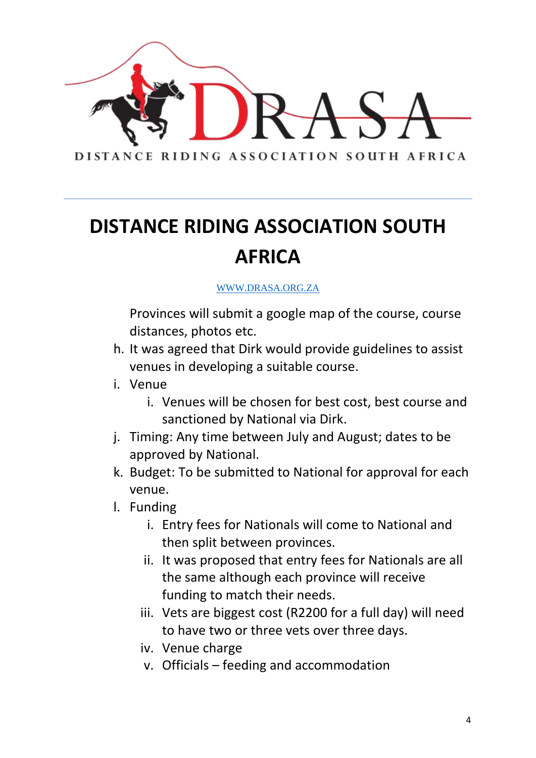# DISTANCE RIDING ASSOCIATION SOUTH AFRICA

WWW.DRASA.ORG.ZA

Provinces will submit a google map of the course, course distances, photos etc.

h. It was agreed that Dirk would provide guidelines to assist venues in developing a suitable course.

i. Venue
   i. Venues will be chosen for best cost, best course and sanctioned by National via Dirk.

j. Timing: Any time between July and August; dates to be approved by National.

k. Budget: To be submitted to National for approval for each venue.

l. Funding
   i. Entry fees for Nationals will come to National and then split between provinces.
   ii. It was proposed that entry fees for Nationals are all the same although each province will receive funding to match their needs.
   iii. Vets are biggest cost (R2200 for a full day) will need to have two or three vets over three days.
   iv. Venue charge
   v. Officials – feeding and accommodation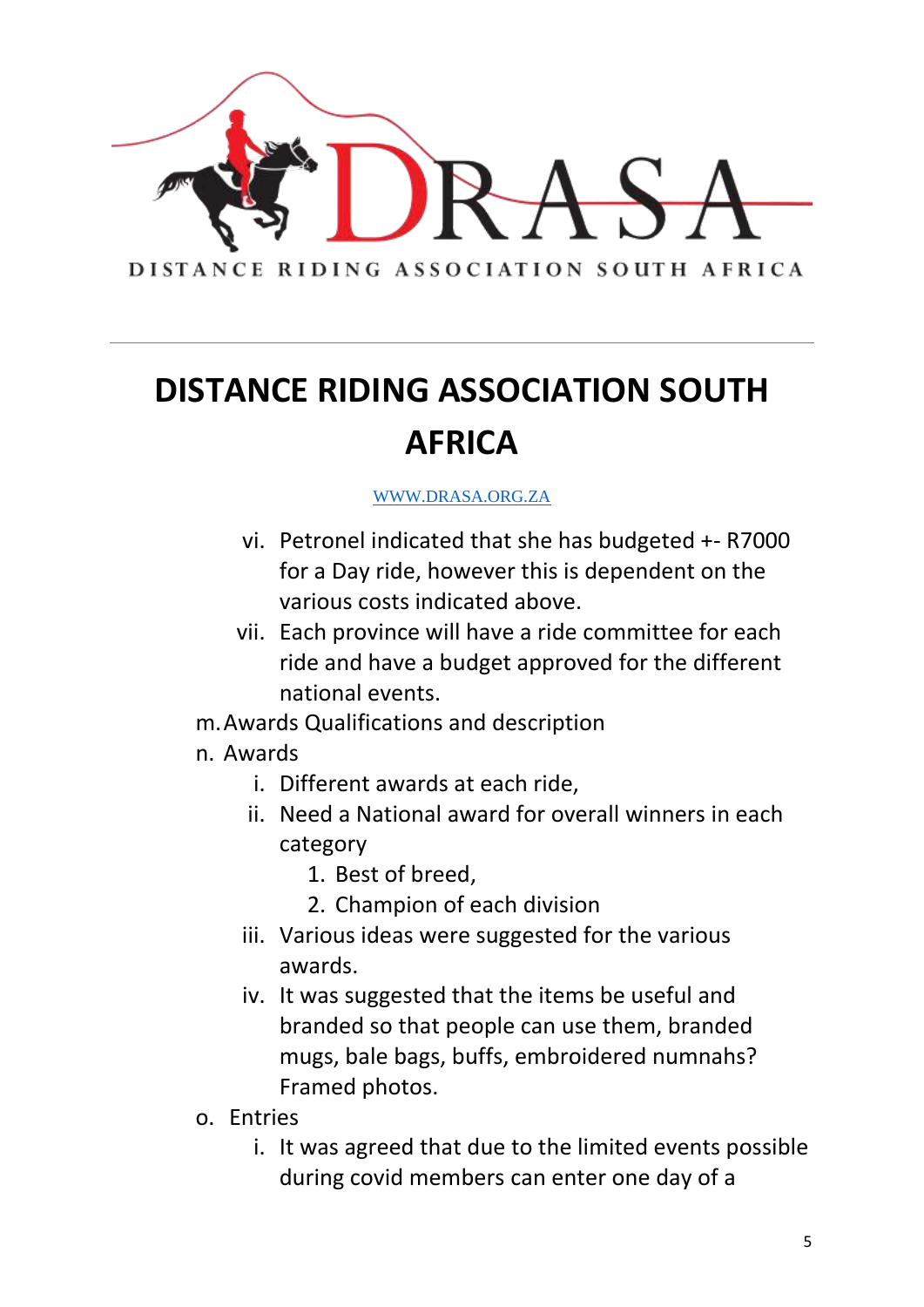- vi. Petronel indicated that she has budgeted +- R7000 for a Day ride, however this is dependent on the various costs indicated above.
- vii. Each province will have a ride committee for each ride and have a budget approved for the different national events.

m. Awards Qualifications and description

n. Awards

- i. Different awards at each ride,
- ii. Need a National award for overall winners in each category
  1. Best of breed,
  2. Champion of each division
- iii. Various ideas were suggested for the various awards.
- iv. It was suggested that the items be useful and branded so that people can use them, branded mugs, bale bags, buffs, embroidered numnahs? Framed photos.

o. Entries

- i. It was agreed that due to the limited events possible during covid members can enter one day of a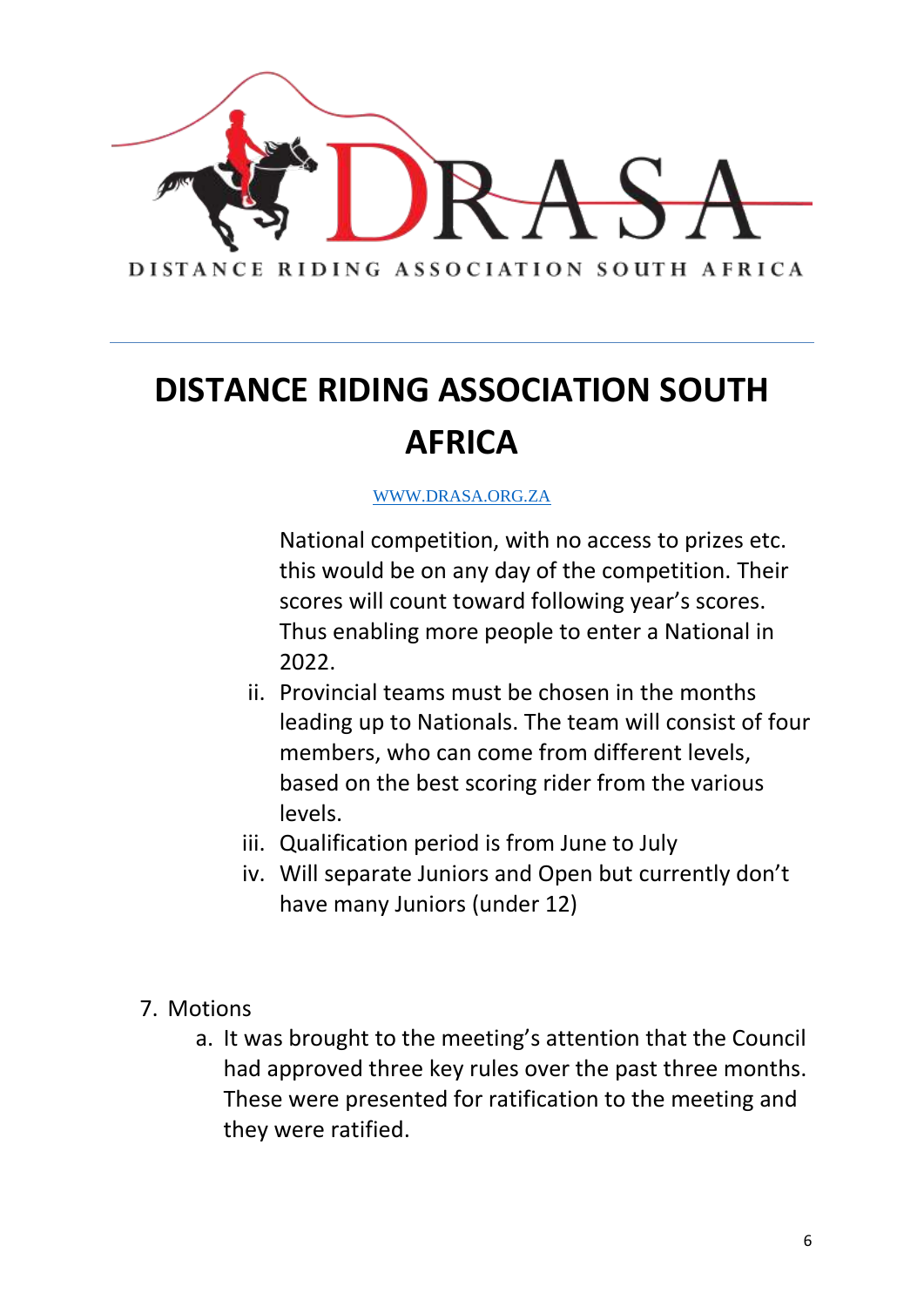National competition, with no access to prizes etc. this would be on any day of the competition. Their scores will count toward following year's scores. Thus enabling more people to enter a National in 2022.

ii. Provincial teams must be chosen in the months leading up to Nationals. The team will consist of four members, who can come from different levels, based on the best scoring rider from the various levels.

iii. Qualification period is from June to July

iv. Will separate Juniors and Open but currently don't have many Juniors (under 12)

7. Motions
    a. It was brought to the meeting's attention that the Council had approved three key rules over the past three months. These were presented for ratification to the meeting and they were ratified.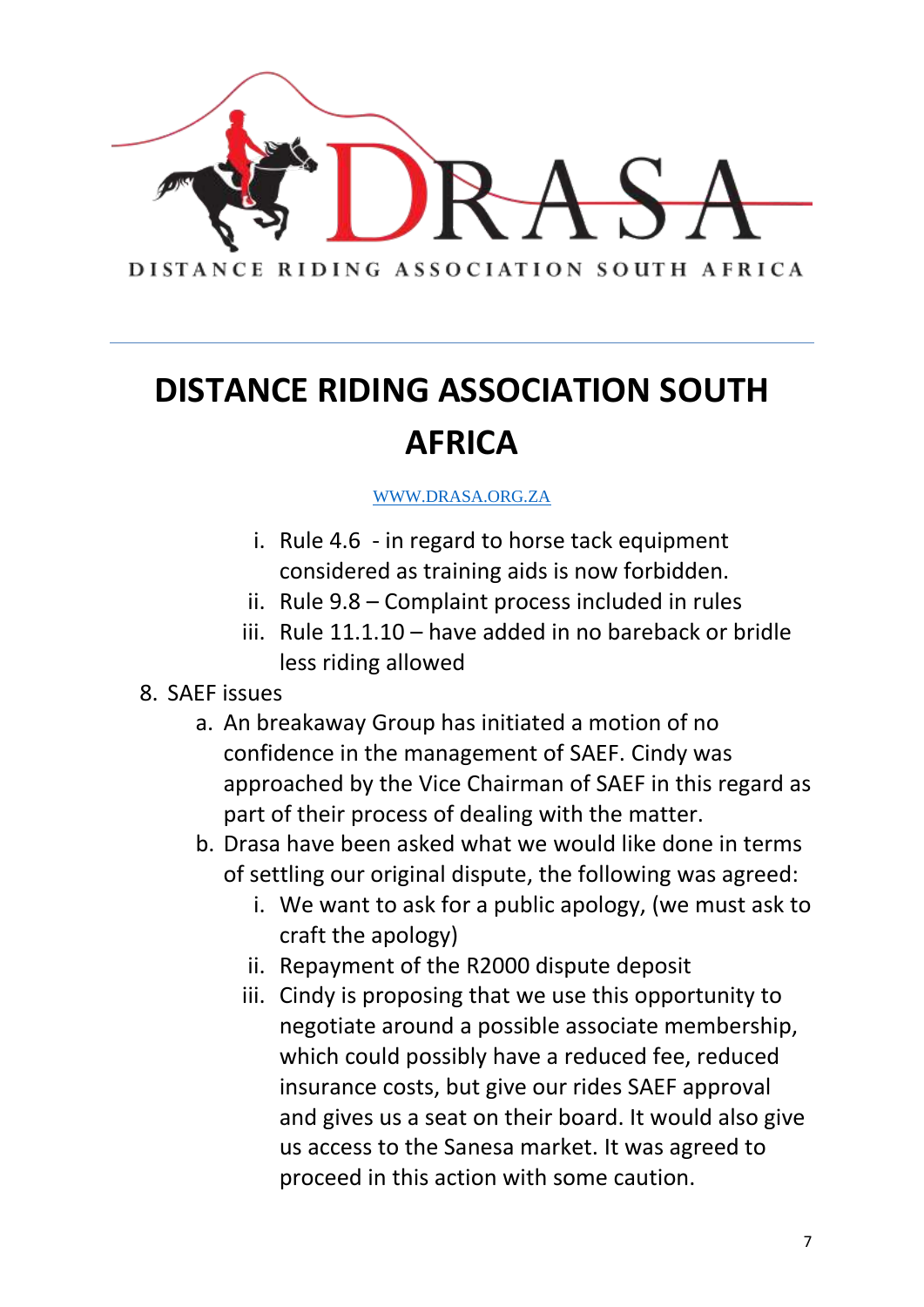# DISTANCE RIDING ASSOCIATION SOUTH AFRICA

WWW.DRASA.ORG.ZA

   i. Rule 4.6 - in regard to horse tack equipment considered as training aids is now forbidden.
   ii. Rule 9.8 – Complaint process included in rules
   iii. Rule 11.1.10 – have added in no bareback or bridle less riding allowed

8. SAEF issues
   a. An breakaway Group has initiated a motion of no confidence in the management of SAEF. Cindy was approached by the Vice Chairman of SAEF in this regard as part of their process of dealing with the matter.
   b. Drasa have been asked what we would like done in terms of settling our original dispute, the following was agreed:
      i. We want to ask for a public apology, (we must ask to craft the apology)
      ii. Repayment of the R2000 dispute deposit
      iii. Cindy is proposing that we use this opportunity to negotiate around a possible associate membership, which could possibly have a reduced fee, reduced insurance costs, but give our rides SAEF approval and gives us a seat on their board. It would also give us access to the Sanesa market. It was agreed to proceed in this action with some caution.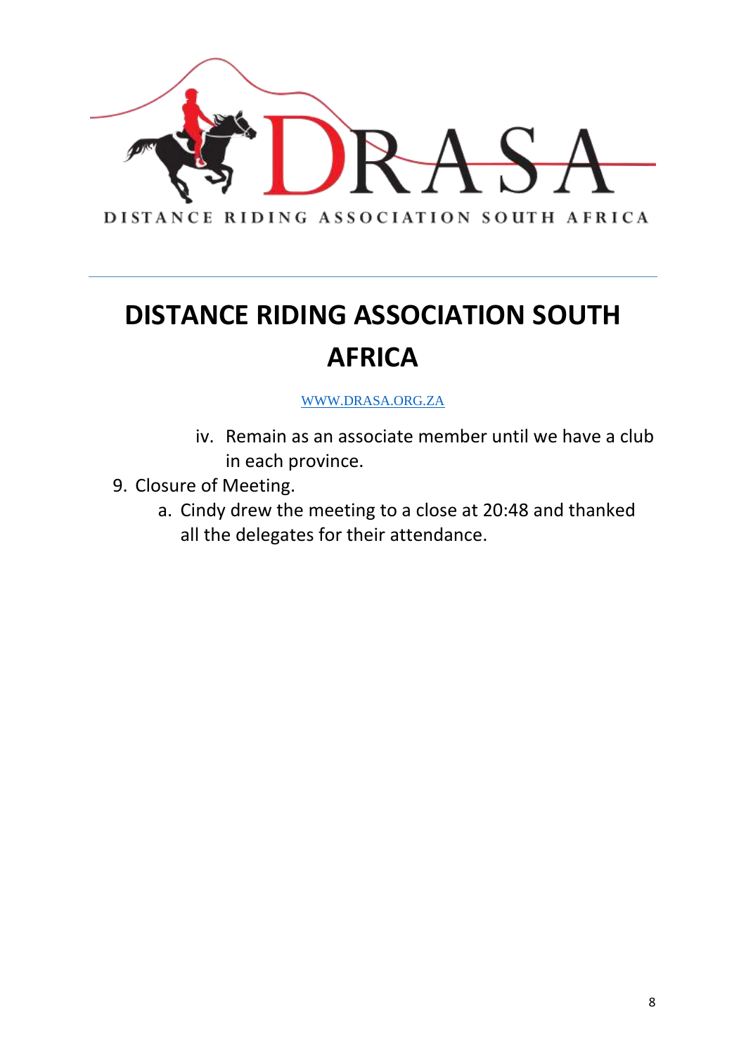DISTANCE RIDING ASSOCIATION SOUTH AFRICA

# DISTANCE RIDING ASSOCIATION SOUTH AFRICA

WWW.DRASA.ORG.ZA

    iv. Remain as an associate member until we have a club in each province.

9. Closure of Meeting.
    a. Cindy drew the meeting to a close at 20:48 and thanked all the delegates for their attendance.